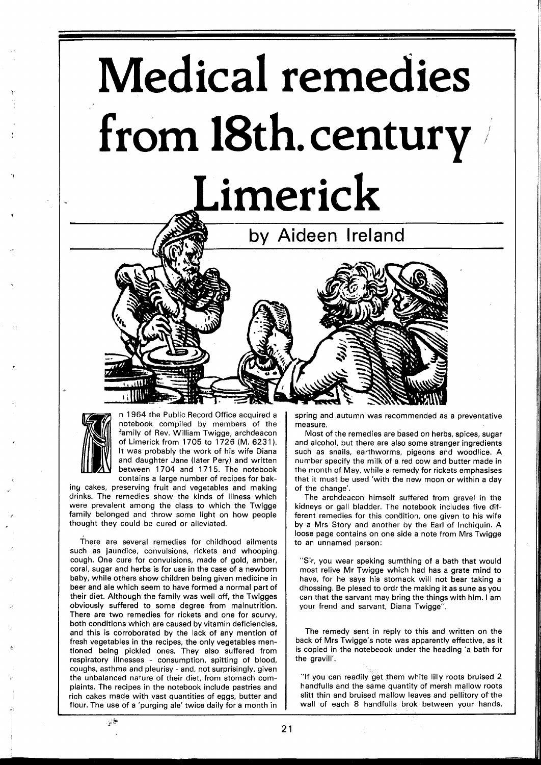# Medical remedies from 18th. century Limerick

## by Aideen Ireland

In 1964 the Public Record Office acquired a notebook compiled by members of the family of Rev. William Twigge, archdeacon of Limerick from 1705 to 1726 (M. 6231). It was probably the work of his wife Diana and daughter Jane (later Pery) and written between 1704 and 1715. The notebook contains a large number of recipes for baking cakes, preserving fruit and vegetables and making drinks. The remedies show the kinds of illness which were prevalent among the class to which the Twigge family belonged and throw some light on how people thought they could be cured or alleviated.

There are several remedies for childhood ailments such as jaundice, convulsions, rickets and whooping cough. One cure for convulsions, made of gold, amber, coral, sugar and herbs is for use in the case of a newborn baby, while others show children being given medicine in beer and ale which seem to have formed a normal part of their diet. Although the family was well off, the Twigges obviously suffered to some degree from malnutrition. There are two remedies for rickets and one for scurvy, both conditions which are caused by vitamin deficiencies, and this is corroborated by the lack of any mention of fresh vegetables in the recipes, the only vegetables mentioned being pickled ones. They also suffered from respiratory illnesses - consumption, spitting of blood, coughs, asthma and pleurisy - and, not surprisingly, given the unbalanced nature of their diet, from stomach complaints. The recipes in the notebook include pastries and rich cakes made with vast quantities of eggs, butter and flour. The use of a 'purging ale' twice daily for a month in spring and autumn was recommended as a preventative measure.

Most of the remedies are based on herbs, spices, sugar and alcohol, but there are also some stranger ingredients such as snails, earthworms, pigeons and woodlice. A number specify the milk of a red cow and butter made in the month of May, while a remedy for rickets emphasises that it must be used 'with the new moon or within a day of the change'.

The archdeacon himself suffered from gravel in the kidneys or gall bladder. The notebook includes five different remedies for this condition, one given to his wife by a Mrs Story and another by the Earl of Inchiquin. A loose page contains on one side a note from Mrs Twigge to an unnamed person:

"Sir, you wear speking sumthing of a bath that would most relive Mr Twigge which had has a grate mind to have, for he says his stomack will not bear taking a dhossing. Be plesed to ordr the making it as sune as you can that the sarvant may bring the things with him. I am your frend and sarvant, Diana Twigge".

The remedy sent in reply to this and written on the back of Mrs Twigge's note was apparently effective, as it is copied in the notebeook under the heading 'a bath for the gravill'.

"If you can readily get them white lilly roots bruised 2 handfulls and the same quantity of mersh mallow roots slitt thin and bruised mallow leaves and pellitory of the wall of each 8 handfulls brok between your hands,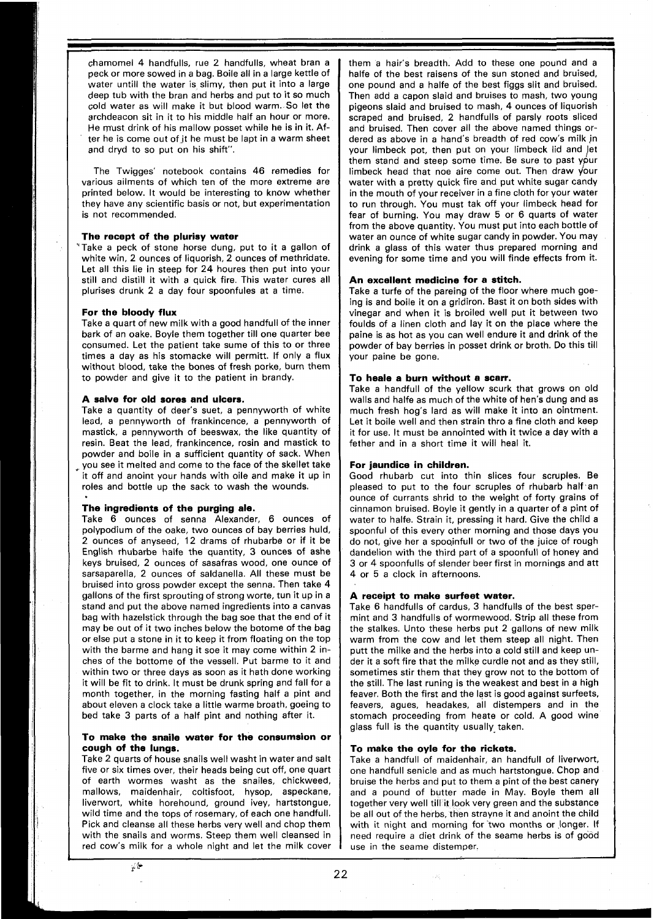chamomel 4 handfulls, rue 2 handfulls, wheat bran a peck or more sowed in a bag. Boile all in a large kettle of water untill the water is slimy, then put it into a large deep tub with the bran and herbs and put to it so much cold water as will make it but blood warm. So let the archdeacon sit in it to his middle half an hour or more. He must drink of his mallow posset while he is in it. After he is come out of it he must be lapt in a warm sheet and dryd to so put on his shift".

The Twigges' notebook contains 46 remedies for various ailments of which ten of the more extreme are printed below. It would be interesting to know whether they have any scientific basis or not, but experimentation is not recommended.

### The recept of the plurisy water

Take a peck of stone horse dung, put to it a gallon of white win, 2 ounces of liquorish, 2 ounces of methridate. Let all this lie in steep for 24 houres then put into your still and distill it with a quick fire. This water cures all plurises drunk 2 a day four spoonfules at a time.

### For the bloody flux

Take a quart of new milk with a good handfull of the inner bark of an oake. Boyle them together till one quarter bee consumed. Let the patient take sume of this to or three times a day as his stomacke will permitt. If only a flux without blood, take the bones of fresh porke, burn them to powder and give it to the patient in brandy.

### A salve for old sores and ulcers.

Take a quantity of deer's suet, a pennyworth of white lead, a pennyworth of frankincence, a pennyworth of mastick, a pennyworth of beeswax, the like quantity of resin. Beat the lead, frankincence, rosin and mastick to powder and boile in a sufficient quantity of sack. When you see it melted and come to the face of the skellet take it off and anoint your hands with oile and make it up in roles and bottle up the sack to wash the wounds.

### The ingredients of the purging ale.

Take 6 ounces of senna Alexander, 6 ounces of polypodium of the oake, two ounces of bay berries huld, 2 ounces of anyseed, 12 drams of rhubarbe or if it be English rhubarbe halfe the quantity, 3 ounces of ashe keys bruised, 2 ounces of sasafras wood, one ounce of sarsaparella, 2 ounces of saldanella. All these must be bruised into gross powder except the senna. Then take 4 gallons of the first sprouting of strong worte, tun it up in a stand and put the above named ingredients into a canvas bag with hazelstick through the bag soe that the end of it may be out of it two inches below the botome of the bag or else put a stone in it to keep it from floating on the top with the barme and hang it soe it may come within 2 inches of the bottome of the vessell. Put barme to it and within two or three days as soon as it hath done working it will be fit to drink. It must be drunk spring and fall for a month together, in the morning fasting half a pint and about eleven a clock take a little warme broath, goeing to bed take 3 parts of a half pint and nothing after it.

### To make the snaile water for the consumsion or cough of the lungs.

Take 2 quarts of house snails well washt in water and salt five or six times over, their heads being cut off, one quart of earth wormes washt as the snailes, chickweed, mallows, maidenhair, coltisfoot, hysop, aspeckane, liverwort, white horehound, ground ivey, hartstongue, wild time and the tops of rosemary, of each one handfull. Pick and cleanse all these herbs very well and chop them with the snails and worms. Steep them well cleansed in red cow's milk for a whole night and let the milk cover them a hair's breadth. Add to these one pound and a halfe of the best raisens of the sun stoned and bruised, one pound and a halfe of the best figgs slit and bruised. Then add a capon slaid and bruises to mash, two young pigeons slaid and bruised to mash, 4 ounces of liquorish scraped and bruised, 2 handfulls of parsly roots sliced and bruised. Then cover all the above named things ordered as above in a hand's breadth of red cow's milk in your limbeck pot, then put on your limbeck lid and let them stand and steep some time. Be sure to past your limbeck head that noe aire come out. Then draw your water with a pretty quick fire and put white sugar candy in the mouth of your receiver in a fine cloth for your water to run through. You must tak off your limbeck head for fear of burning. You may draw 5 or 6 quarts of water from the above quantity. You must put into each bottle of water an ounce of white sugar candy in powder. You may drink a glass of this water thus prepared morning and evening for some time and you will finde effects from it.

### An excellent medicine for a stitch.

Take a turfe of the pareing of the floor where much goeing is and boile it on a gridiron. Bast it on both sides with vinegar and when it is broiled well put it between two foulds of a linen cloth and lay it on the place where the paine is as hot as you can well endure it and drink of the powder of bay berries in posset drink or broth. Do this till your paine be gone.

### To heale a burn without a scarr.

Take a handfull of the yellow scurk that grows on old walls and halfe as much of the white of hen's dung and as much fresh hog's lard as will make it into an ointment. Let it boile well and then strain thro a fine cloth and keep it for use. It must be annointed with it twice a day with a fether and in a short time it will heal it.

### For jaundice in children.

Good rhubarb cut into thin slices four scruples. Be pleased to put to the four scruples of rhubarb half an ounce of currants shrid to the weight of forty grains of cinnamon bruised. Boyle it gently in a quarter of a pint of water to halfe. Strain it, pressing it hard. Give the child a spoonful of this every other morning and those days you do not, give her a spoo­nfull or two of the juice of rough dandelion with the third part of a spoonfull of honey and 3 or 4 spoonfulls of slender beer first in mornings and att 4 or 5 a clock in afternoons.

### A receipt to make surfeet water.

Take 6 handfulls of cardus, 3 handfulls of the best spermint and 3 handfulls of wormewood. Strip all these from the stalkes. Unto these herbs put 2 gallons of new milk warm from the cow and let them steep all night. Then putt the milke and the herbs into a cold still and keep under it a soft fire that the milke curdle not and as they still, sometimes stir them that they grow not to the bottom of the still. The last runing is the weakest and best in a high feaver. Both the first and the last is good against surfeets, feavers, agues, headakes, all distempers and in the stomach proceeding from heate or cold. A good wine glass full is the quantity usually taken.

### To make the oyle for the rickets.

Take a handfull of maidenhair, an handfull of liverwort, one handfull senicle and as much hartstongue. Chop and bruise the herbs and put to them a pint of the best canery and a pound of butter made in May. Boyle them all together very well till it look very green and the substance be all out of the herbs, then strayne it and anoint the child with it night and morning for two months or longer. If need require a diet drink of the seame herbs is of good use in the seame distemper.